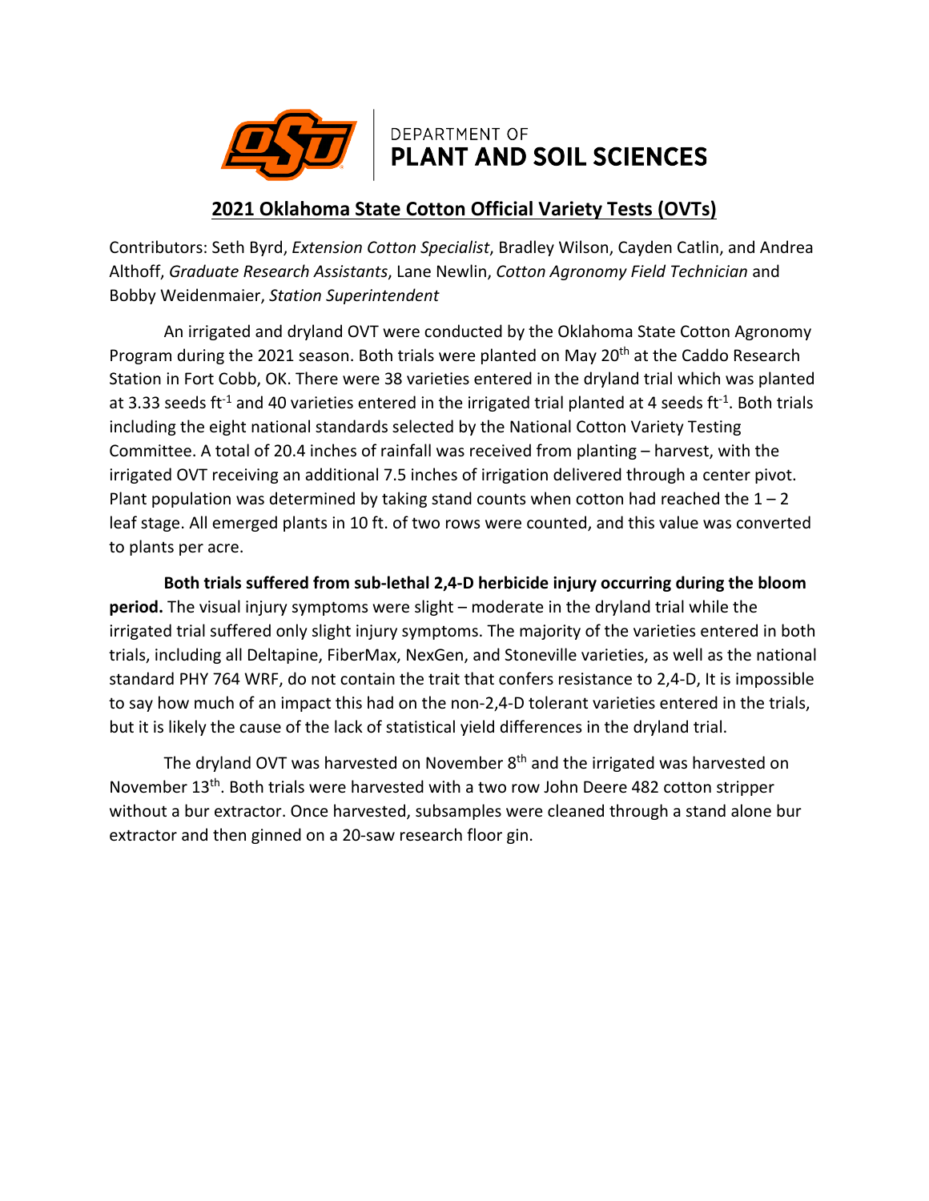DEPARTMENT OF
**PLANT AND SOIL SCIENCES**

## 2021 Oklahoma State Cotton Official Variety Tests (OVTs)

Contributors: Seth Byrd, *Extension Cotton Specialist*, Bradley Wilson, Cayden Catlin, and Andrea Althoff, *Graduate Research Assistants*, Lane Newlin, *Cotton Agronomy Field Technician* and Bobby Weidenmaier, *Station Superintendent*

An irrigated and dryland OVT were conducted by the Oklahoma State Cotton Agronomy Program during the 2021 season. Both trials were planted on May 20th at the Caddo Research Station in Fort Cobb, OK. There were 38 varieties entered in the dryland trial which was planted at 3.33 seeds $ft^{-1}$ and 40 varieties entered in the irrigated trial planted at 4 seeds $ft^{-1}$. Both trials including the eight national standards selected by the National Cotton Variety Testing Committee. A total of 20.4 inches of rainfall was received from planting – harvest, with the irrigated OVT receiving an additional 7.5 inches of irrigation delivered through a center pivot. Plant population was determined by taking stand counts when cotton had reached the 1 – 2 leaf stage. All emerged plants in 10 ft. of two rows were counted, and this value was converted to plants per acre.

**Both trials suffered from sub-lethal 2,4-D herbicide injury occurring during the bloom period.** The visual injury symptoms were slight – moderate in the dryland trial while the irrigated trial suffered only slight injury symptoms. The majority of the varieties entered in both trials, including all Deltapine, FiberMax, NexGen, and Stoneville varieties, as well as the national standard PHY 764 WRF, do not contain the trait that confers resistance to 2,4-D, It is impossible to say how much of an impact this had on the non-2,4-D tolerant varieties entered in the trials, but it is likely the cause of the lack of statistical yield differences in the dryland trial.

The dryland OVT was harvested on November 8th and the irrigated was harvested on November 13th. Both trials were harvested with a two row John Deere 482 cotton stripper without a bur extractor. Once harvested, subsamples were cleaned through a stand alone bur extractor and then ginned on a 20-saw research floor gin.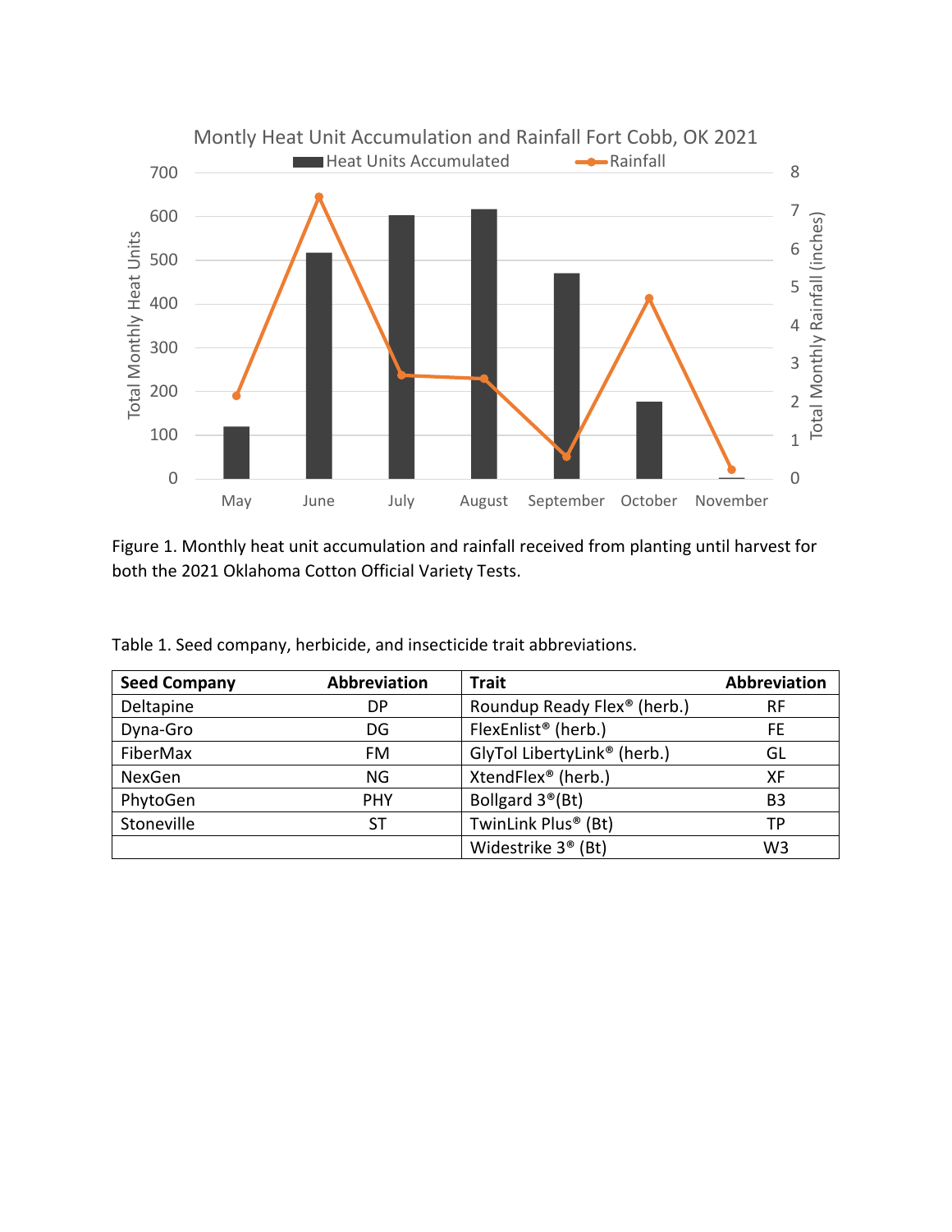Figure 1. Monthly heat unit accumulation and rainfall received from planting until harvest for both the 2021 Oklahoma Cotton Official Variety Tests.

Table 1. Seed company, herbicide, and insecticide trait abbreviations.

| Seed Company | Abbreviation | Trait | Abbreviation |
|---|---|---|---|
| Deltapine | DP | Roundup Ready Flex® (herb.) | RF |
| Dyna-Gro | DG | FlexEnlist® (herb.) | FE |
| FiberMax | FM | GlyTol LibertyLink® (herb.) | GL |
| NexGen | NG | XtendFlex® (herb.) | XF |
| PhytoGen | PHY | Bollgard 3®(Bt) | B3 |
| Stoneville | ST | TwinLink Plus® (Bt) | TP |
| | | Widestrike 3® (Bt) | W3 |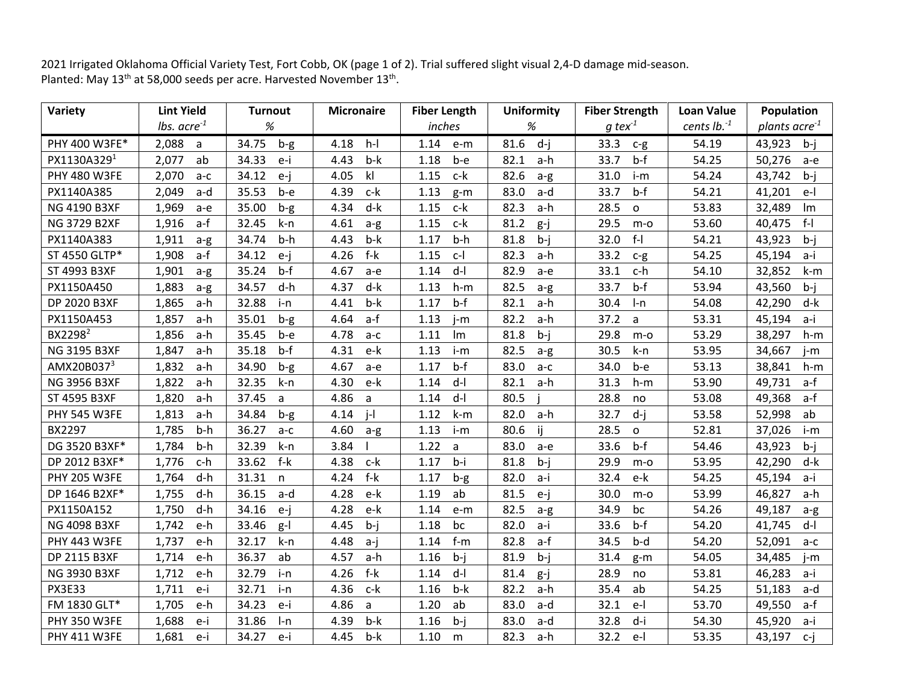2021 Irrigated Oklahoma Official Variety Test, Fort Cobb, OK (page 1 of 2). Trial suffered slight visual 2,4-D damage mid-season.
Planted: May 13th at 58,000 seeds per acre. Harvested November 13th.

| Variety | Lint Yield | | Turnout | | Micronaire | | Fiber Length | | Uniformity | | Fiber Strength | | Loan Value | Population | |
|---|---|---|---|---|---|---|---|---|---|---|---|---|---|---|---|
| | *lbs. acre$^{-1}$* | | *%* | | | | *inches* | | *%* | | *g tex$^{-1}$* | | *cents lb.$^{-1}$* | *plants acre$^{-1}$* | |
| PHY 400 W3FE* | 2,088 | a | 34.75 | b-g | 4.18 | h-l | 1.14 | e-m | 81.6 | d-j | 33.3 | c-g | 54.19 | 43,923 | b-j |
| PX1130A329[1] | 2,077 | ab | 34.33 | e-i | 4.43 | b-k | 1.18 | b-e | 82.1 | a-h | 33.7 | b-f | 54.25 | 50,276 | a-e |
| PHY 480 W3FE | 2,070 | a-c | 34.12 | e-j | 4.05 | kl | 1.15 | c-k | 82.6 | a-g | 31.0 | i-m | 54.24 | 43,742 | b-j |
| PX1140A385 | 2,049 | a-d | 35.53 | b-e | 4.39 | c-k | 1.13 | g-m | 83.0 | a-d | 33.7 | b-f | 54.21 | 41,201 | e-l |
| NG 4190 B3XF | 1,969 | a-e | 35.00 | b-g | 4.34 | d-k | 1.15 | c-k | 82.3 | a-h | 28.5 | o | 53.83 | 32,489 | lm |
| NG 3729 B2XF | 1,916 | a-f | 32.45 | k-n | 4.61 | a-g | 1.15 | c-k | 81.2 | g-j | 29.5 | m-o | 53.60 | 40,475 | f-l |
| PX1140A383 | 1,911 | a-g | 34.74 | b-h | 4.43 | b-k | 1.17 | b-h | 81.8 | b-j | 32.0 | f-l | 54.21 | 43,923 | b-j |
| ST 4550 GLTP* | 1,908 | a-f | 34.12 | e-j | 4.26 | f-k | 1.15 | c-l | 82.3 | a-h | 33.2 | c-g | 54.25 | 45,194 | a-i |
| ST 4993 B3XF | 1,901 | a-g | 35.24 | b-f | 4.67 | a-e | 1.14 | d-l | 82.9 | a-e | 33.1 | c-h | 54.10 | 32,852 | k-m |
| PX1150A450 | 1,883 | a-g | 34.57 | d-h | 4.37 | d-k | 1.13 | h-m | 82.5 | a-g | 33.7 | b-f | 53.94 | 43,560 | b-j |
| DP 2020 B3XF | 1,865 | a-h | 32.88 | i-n | 4.41 | b-k | 1.17 | b-f | 82.1 | a-h | 30.4 | l-n | 54.08 | 42,290 | d-k |
| PX1150A453 | 1,857 | a-h | 35.01 | b-g | 4.64 | a-f | 1.13 | j-m | 82.2 | a-h | 37.2 | a | 53.31 | 45,194 | a-i |
| BX2298[2] | 1,856 | a-h | 35.45 | b-e | 4.78 | a-c | 1.11 | lm | 81.8 | b-j | 29.8 | m-o | 53.29 | 38,297 | h-m |
| NG 3195 B3XF | 1,847 | a-h | 35.18 | b-f | 4.31 | e-k | 1.13 | i-m | 82.5 | a-g | 30.5 | k-n | 53.95 | 34,667 | j-m |
| AMX20B037[3] | 1,832 | a-h | 34.90 | b-g | 4.67 | a-e | 1.17 | b-f | 83.0 | a-c | 34.0 | b-e | 53.13 | 38,841 | h-m |
| NG 3956 B3XF | 1,822 | a-h | 32.35 | k-n | 4.30 | e-k | 1.14 | d-l | 82.1 | a-h | 31.3 | h-m | 53.90 | 49,731 | a-f |
| ST 4595 B3XF | 1,820 | a-h | 37.45 | a | 4.86 | a | 1.14 | d-l | 80.5 | j | 28.8 | no | 53.08 | 49,368 | a-f |
| PHY 545 W3FE | 1,813 | a-h | 34.84 | b-g | 4.14 | j-l | 1.12 | k-m | 82.0 | a-h | 32.7 | d-j | 53.58 | 52,998 | ab |
| BX2297 | 1,785 | b-h | 36.27 | a-c | 4.60 | a-g | 1.13 | i-m | 80.6 | ij | 28.5 | o | 52.81 | 37,026 | i-m |
| DG 3520 B3XF* | 1,784 | b-h | 32.39 | k-n | 3.84 | l | 1.22 | a | 83.0 | a-e | 33.6 | b-f | 54.46 | 43,923 | b-j |
| DP 2012 B3XF* | 1,776 | c-h | 33.62 | f-k | 4.38 | c-k | 1.17 | b-i | 81.8 | b-j | 29.9 | m-o | 53.95 | 42,290 | d-k |
| PHY 205 W3FE | 1,764 | d-h | 31.31 | n | 4.24 | f-k | 1.17 | b-g | 82.0 | a-i | 32.4 | e-k | 54.25 | 45,194 | a-i |
| DP 1646 B2XF* | 1,755 | d-h | 36.15 | a-d | 4.28 | e-k | 1.19 | ab | 81.5 | e-j | 30.0 | m-o | 53.99 | 46,827 | a-h |
| PX1150A152 | 1,750 | d-h | 34.16 | e-j | 4.28 | e-k | 1.14 | e-m | 82.5 | a-g | 34.9 | bc | 54.26 | 49,187 | a-g |
| NG 4098 B3XF | 1,742 | e-h | 33.46 | g-l | 4.45 | b-j | 1.18 | bc | 82.0 | a-i | 33.6 | b-f | 54.20 | 41,745 | d-l |
| PHY 443 W3FE | 1,737 | e-h | 32.17 | k-n | 4.48 | a-j | 1.14 | f-m | 82.8 | a-f | 34.5 | b-d | 54.20 | 52,091 | a-c |
| DP 2115 B3XF | 1,714 | e-h | 36.37 | ab | 4.57 | a-h | 1.16 | b-j | 81.9 | b-j | 31.4 | g-m | 54.05 | 34,485 | j-m |
| NG 3930 B3XF | 1,712 | e-h | 32.79 | i-n | 4.26 | f-k | 1.14 | d-l | 81.4 | g-j | 28.9 | no | 53.81 | 46,283 | a-i |
| PX3E33 | 1,711 | e-i | 32.71 | i-n | 4.36 | c-k | 1.16 | b-k | 82.2 | a-h | 35.4 | ab | 54.25 | 51,183 | a-d |
| FM 1830 GLT* | 1,705 | e-h | 34.23 | e-i | 4.86 | a | 1.20 | ab | 83.0 | a-d | 32.1 | e-l | 53.70 | 49,550 | a-f |
| PHY 350 W3FE | 1,688 | e-i | 31.86 | l-n | 4.39 | b-k | 1.16 | b-j | 83.0 | a-d | 32.8 | d-i | 54.30 | 45,920 | a-i |
| PHY 411 W3FE | 1,681 | e-i | 34.27 | e-i | 4.45 | b-k | 1.10 | m | 82.3 | a-h | 32.2 | e-l | 53.35 | 43,197 | c-j |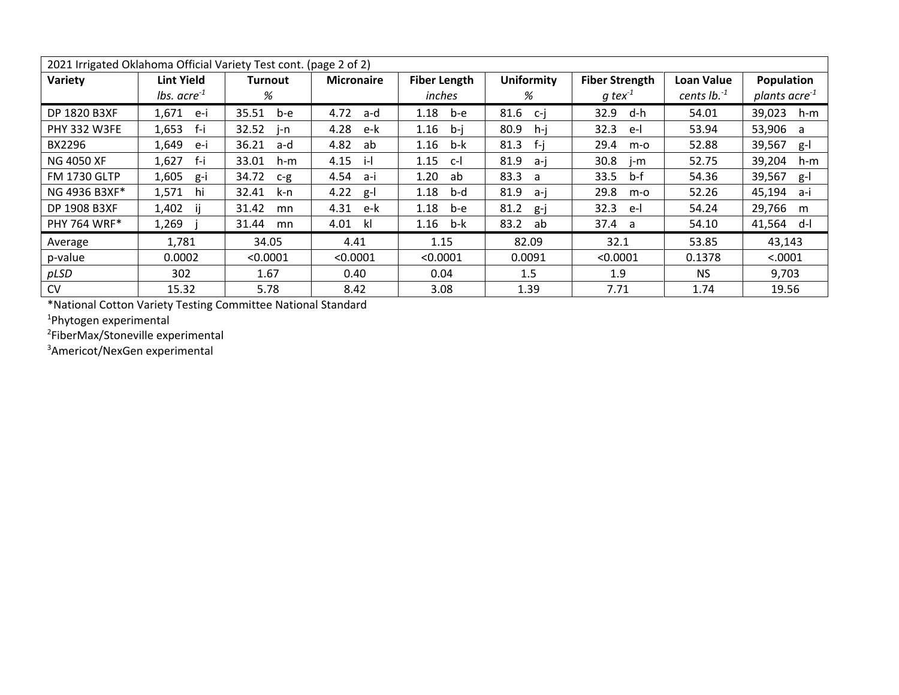| 2021 Irrigated Oklahoma Official Variety Test cont. (page 2 of 2) | | | | | | | | |
|---|---|---|---|---|---|---|---|---|
| **Variety** | **Lint Yield** *lbs. acre$^{-1}$* | **Turnout** *%* | **Micronaire** | **Fiber Length** *inches* | **Uniformity** *%* | **Fiber Strength** *g tex$^{-1}$* | **Loan Value** *cents lb.$^{-1}$* | **Population** *plants acre$^{-1}$* |
| DP 1820 B3XF | 1,671 e-i | 35.51 b-e | 4.72 a-d | 1.18 b-e | 81.6 c-j | 32.9 d-h | 54.01 | 39,023 h-m |
| PHY 332 W3FE | 1,653 f-i | 32.52 j-n | 4.28 e-k | 1.16 b-j | 80.9 h-j | 32.3 e-l | 53.94 | 53,906 a |
| BX2296 | 1,649 e-i | 36.21 a-d | 4.82 ab | 1.16 b-k | 81.3 f-j | 29.4 m-o | 52.88 | 39,567 g-l |
| NG 4050 XF | 1,627 f-i | 33.01 h-m | 4.15 i-l | 1.15 c-l | 81.9 a-j | 30.8 j-m | 52.75 | 39,204 h-m |
| FM 1730 GLTP | 1,605 g-i | 34.72 c-g | 4.54 a-i | 1.20 ab | 83.3 a | 33.5 b-f | 54.36 | 39,567 g-l |
| NG 4936 B3XF* | 1,571 hi | 32.41 k-n | 4.22 g-l | 1.18 b-d | 81.9 a-j | 29.8 m-o | 52.26 | 45,194 a-i |
| DP 1908 B3XF | 1,402 ij | 31.42 mn | 4.31 e-k | 1.18 b-e | 81.2 g-j | 32.3 e-l | 54.24 | 29,766 m |
| PHY 764 WRF* | 1,269 j | 31.44 mn | 4.01 kl | 1.16 b-k | 83.2 ab | 37.4 a | 54.10 | 41,564 d-l |
| Average | 1,781 | 34.05 | 4.41 | 1.15 | 82.09 | 32.1 | 53.85 | 43,143 |
| p-value | 0.0002 | <0.0001 | <0.0001 | <0.0001 | 0.0091 | <0.0001 | 0.1378 | <.0001 |
| *pLSD* | 302 | 1.67 | 0.40 | 0.04 | 1.5 | 1.9 | NS | 9,703 |
| CV | 15.32 | 5.78 | 8.42 | 3.08 | 1.39 | 7.71 | 1.74 | 19.56 |

*National Cotton Variety Testing Committee National Standard

[1]Phytogen experimental

[2]FiberMax/Stoneville experimental

[3]Americot/NexGen experimental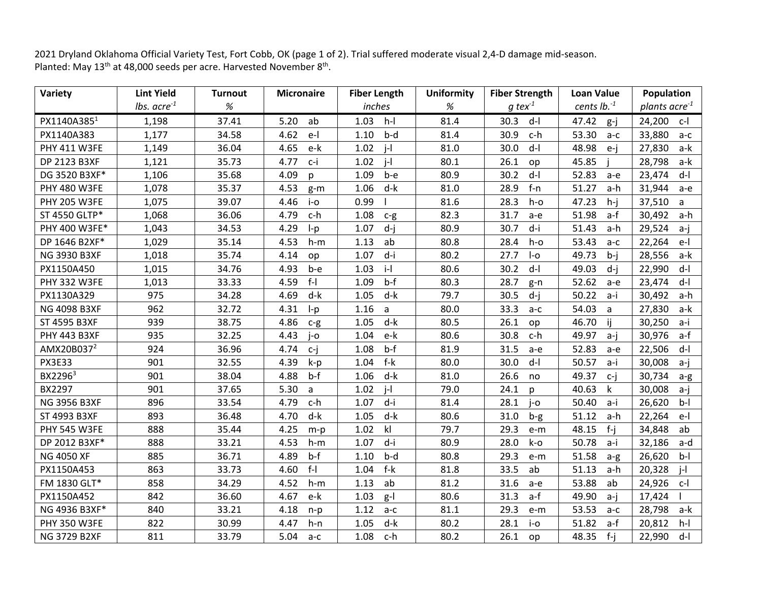2021 Dryland Oklahoma Official Variety Test, Fort Cobb, OK (page 1 of 2). Trial suffered moderate visual 2,4-D damage mid-season.
Planted: May 13th at 48,000 seeds per acre. Harvested November 8th.

| Variety | Lint Yield | Turnout | Micronaire | | Fiber Length | | Uniformity | Fiber Strength | | Loan Value | | Population | |
|---|---|---|---|---|---|---|---|---|---|---|---|---|---|
| | *lbs. acre$^{-1}$* | *%* | | | *inches* | | *%* | *g tex$^{-1}$* | | *cents lb.$^{-1}$* | | *plants acre$^{-1}$* | |
| PX1140A385[1] | 1,198 | 37.41 | 5.20 | ab | 1.03 | h-l | 81.4 | 30.3 | d-l | 47.42 | g-j | 24,200 | c-l |
| PX1140A383 | 1,177 | 34.58 | 4.62 | e-l | 1.10 | b-d | 81.4 | 30.9 | c-h | 53.30 | a-c | 33,880 | a-c |
| PHY 411 W3FE | 1,149 | 36.04 | 4.65 | e-k | 1.02 | j-l | 81.0 | 30.0 | d-l | 48.98 | e-j | 27,830 | a-k |
| DP 2123 B3XF | 1,121 | 35.73 | 4.77 | c-i | 1.02 | j-l | 80.1 | 26.1 | op | 45.85 | j | 28,798 | a-k |
| DG 3520 B3XF* | 1,106 | 35.68 | 4.09 | p | 1.09 | b-e | 80.9 | 30.2 | d-l | 52.83 | a-e | 23,474 | d-l |
| PHY 480 W3FE | 1,078 | 35.37 | 4.53 | g-m | 1.06 | d-k | 81.0 | 28.9 | f-n | 51.27 | a-h | 31,944 | a-e |
| PHY 205 W3FE | 1,075 | 39.07 | 4.46 | i-o | 0.99 | l | 81.6 | 28.3 | h-o | 47.23 | h-j | 37,510 | a |
| ST 4550 GLTP* | 1,068 | 36.06 | 4.79 | c-h | 1.08 | c-g | 82.3 | 31.7 | a-e | 51.98 | a-f | 30,492 | a-h |
| PHY 400 W3FE* | 1,043 | 34.53 | 4.29 | l-p | 1.07 | d-j | 80.9 | 30.7 | d-i | 51.43 | a-h | 29,524 | a-j |
| DP 1646 B2XF* | 1,029 | 35.14 | 4.53 | h-m | 1.13 | ab | 80.8 | 28.4 | h-o | 53.43 | a-c | 22,264 | e-l |
| NG 3930 B3XF | 1,018 | 35.74 | 4.14 | op | 1.07 | d-i | 80.2 | 27.7 | l-o | 49.73 | b-j | 28,556 | a-k |
| PX1150A450 | 1,015 | 34.76 | 4.93 | b-e | 1.03 | i-l | 80.6 | 30.2 | d-l | 49.03 | d-j | 22,990 | d-l |
| PHY 332 W3FE | 1,013 | 33.33 | 4.59 | f-l | 1.09 | b-f | 80.3 | 28.7 | g-n | 52.62 | a-e | 23,474 | d-l |
| PX1130A329 | 975 | 34.28 | 4.69 | d-k | 1.05 | d-k | 79.7 | 30.5 | d-j | 50.22 | a-i | 30,492 | a-h |
| NG 4098 B3XF | 962 | 32.72 | 4.31 | l-p | 1.16 | a | 80.0 | 33.3 | a-c | 54.03 | a | 27,830 | a-k |
| ST 4595 B3XF | 939 | 38.75 | 4.86 | c-g | 1.05 | d-k | 80.5 | 26.1 | op | 46.70 | ij | 30,250 | a-i |
| PHY 443 B3XF | 935 | 32.25 | 4.43 | j-o | 1.04 | e-k | 80.6 | 30.8 | c-h | 49.97 | a-j | 30,976 | a-f |
| AMX20B037[2] | 924 | 36.96 | 4.74 | c-j | 1.08 | b-f | 81.9 | 31.5 | a-e | 52.83 | a-e | 22,506 | d-l |
| PX3E33 | 901 | 32.55 | 4.39 | k-p | 1.04 | f-k | 80.0 | 30.0 | d-l | 50.57 | a-i | 30,008 | a-j |
| BX2296[3] | 901 | 38.04 | 4.88 | b-f | 1.06 | d-k | 81.0 | 26.6 | no | 49.37 | c-j | 30,734 | a-g |
| BX2297 | 901 | 37.65 | 5.30 | a | 1.02 | j-l | 79.0 | 24.1 | p | 40.63 | k | 30,008 | a-j |
| NG 3956 B3XF | 896 | 33.54 | 4.79 | c-h | 1.07 | d-i | 81.4 | 28.1 | j-o | 50.40 | a-i | 26,620 | b-l |
| ST 4993 B3XF | 893 | 36.48 | 4.70 | d-k | 1.05 | d-k | 80.6 | 31.0 | b-g | 51.12 | a-h | 22,264 | e-l |
| PHY 545 W3FE | 888 | 35.44 | 4.25 | m-p | 1.02 | kl | 79.7 | 29.3 | e-m | 48.15 | f-j | 34,848 | ab |
| DP 2012 B3XF* | 888 | 33.21 | 4.53 | h-m | 1.07 | d-i | 80.9 | 28.0 | k-o | 50.78 | a-i | 32,186 | a-d |
| NG 4050 XF | 885 | 36.71 | 4.89 | b-f | 1.10 | b-d | 80.8 | 29.3 | e-m | 51.58 | a-g | 26,620 | b-l |
| PX1150A453 | 863 | 33.73 | 4.60 | f-l | 1.04 | f-k | 81.8 | 33.5 | ab | 51.13 | a-h | 20,328 | j-l |
| FM 1830 GLT* | 858 | 34.29 | 4.52 | h-m | 1.13 | ab | 81.2 | 31.6 | a-e | 53.88 | ab | 24,926 | c-l |
| PX1150A452 | 842 | 36.60 | 4.67 | e-k | 1.03 | g-l | 80.6 | 31.3 | a-f | 49.90 | a-j | 17,424 | l |
| NG 4936 B3XF* | 840 | 33.21 | 4.18 | n-p | 1.12 | a-c | 81.1 | 29.3 | e-m | 53.53 | a-c | 28,798 | a-k |
| PHY 350 W3FE | 822 | 30.99 | 4.47 | h-n | 1.05 | d-k | 80.2 | 28.1 | i-o | 51.82 | a-f | 20,812 | h-l |
| NG 3729 B2XF | 811 | 33.79 | 5.04 | a-c | 1.08 | c-h | 80.2 | 26.1 | op | 48.35 | f-j | 22,990 | d-l |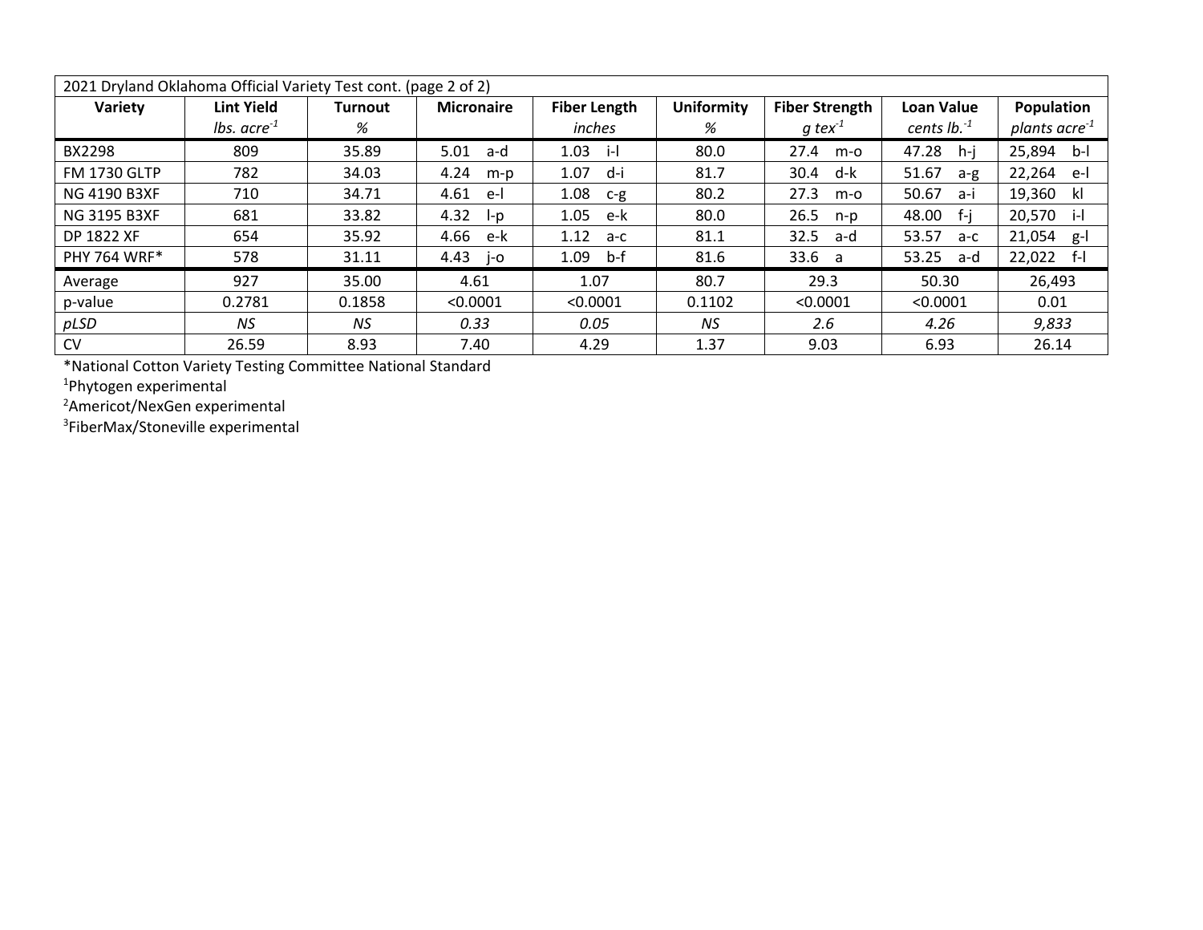| 2021 Dryland Oklahoma Official Variety Test cont. (page 2 of 2) | | | | | | | | |
|---|---|---|---|---|---|---|---|---|
| **Variety** | **Lint Yield** *lbs. acre$^{-1}$* | **Turnout** *%* | **Micronaire** | **Fiber Length** *inches* | **Uniformity** *%* | **Fiber Strength** *g tex$^{-1}$* | **Loan Value** *cents lb.$^{-1}$* | **Population** *plants acre$^{-1}$* |
| BX2298 | 809 | 35.89 | 5.01 a-d | 1.03 i-l | 80.0 | 27.4 m-o | 47.28 h-j | 25,894 b-l |
| FM 1730 GLTP | 782 | 34.03 | 4.24 m-p | 1.07 d-i | 81.7 | 30.4 d-k | 51.67 a-g | 22,264 e-l |
| NG 4190 B3XF | 710 | 34.71 | 4.61 e-l | 1.08 c-g | 80.2 | 27.3 m-o | 50.67 a-i | 19,360 kl |
| NG 3195 B3XF | 681 | 33.82 | 4.32 l-p | 1.05 e-k | 80.0 | 26.5 n-p | 48.00 f-j | 20,570 i-l |
| DP 1822 XF | 654 | 35.92 | 4.66 e-k | 1.12 a-c | 81.1 | 32.5 a-d | 53.57 a-c | 21,054 g-l |
| PHY 764 WRF* | 578 | 31.11 | 4.43 j-o | 1.09 b-f | 81.6 | 33.6 a | 53.25 a-d | 22,022 f-l |
| Average | 927 | 35.00 | 4.61 | 1.07 | 80.7 | 29.3 | 50.30 | 26,493 |
| p-value | 0.2781 | 0.1858 | <0.0001 | <0.0001 | 0.1102 | <0.0001 | <0.0001 | 0.01 |
| *pLSD* | *NS* | *NS* | *0.33* | *0.05* | *NS* | *2.6* | *4.26* | *9,833* |
| CV | 26.59 | 8.93 | 7.40 | 4.29 | 1.37 | 9.03 | 6.93 | 26.14 |

*National Cotton Variety Testing Committee National Standard

[1]Phytogen experimental

[2]Americot/NexGen experimental

[3]FiberMax/Stoneville experimental